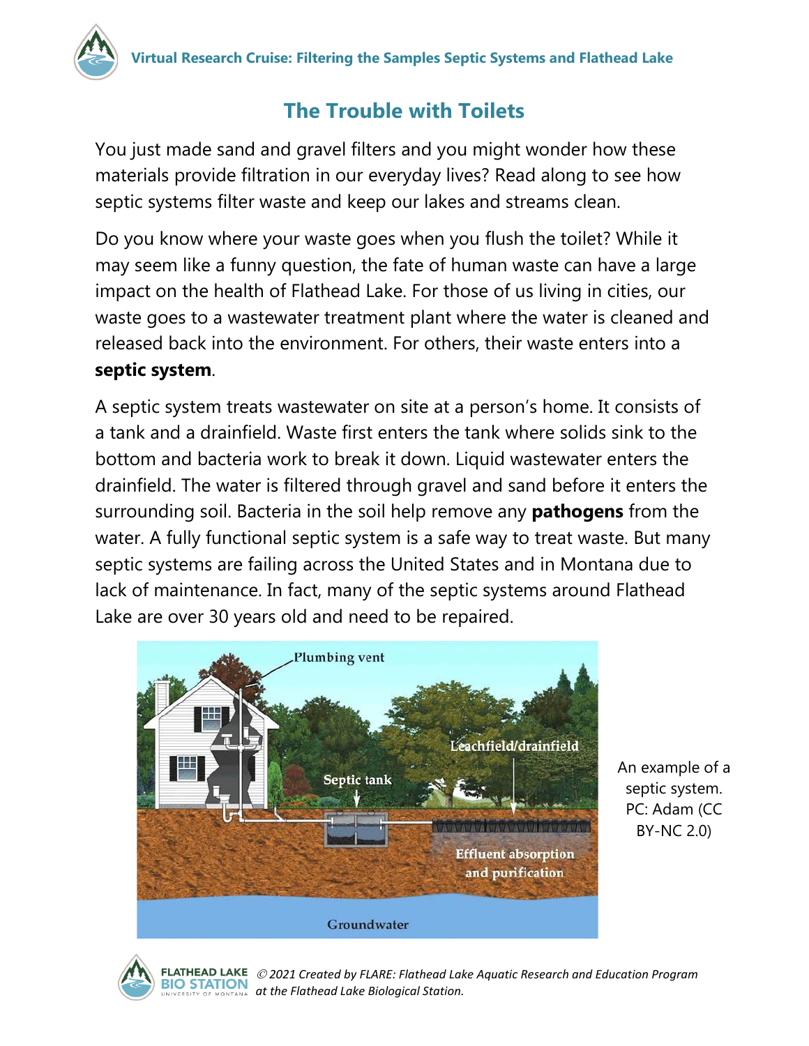# The Trouble with Toilets

You just made sand and gravel filters and you might wonder how these materials provide filtration in our everyday lives? Read along to see how septic systems filter waste and keep our lakes and streams clean.

Do you know where your waste goes when you flush the toilet? While it may seem like a funny question, the fate of human waste can have a large impact on the health of Flathead Lake. For those of us living in cities, our waste goes to a wastewater treatment plant where the water is cleaned and released back into the environment. For others, their waste enters into a **septic system**.

A septic system treats wastewater on site at a person's home. It consists of a tank and a drainfield. Waste first enters the tank where solids sink to the bottom and bacteria work to break it down. Liquid wastewater enters the drainfield. The water is filtered through gravel and sand before it enters the surrounding soil. Bacteria in the soil help remove any **pathogens** from the water. A fully functional septic system is a safe way to treat waste. But many septic systems are failing across the United States and in Montana due to lack of maintenance. In fact, many of the septic systems around Flathead Lake are over 30 years old and need to be repaired.

An example of a septic system. PC: Adam (CC BY-NC 2.0)

*© 2021 Created by FLARE: Flathead Lake Aquatic Research and Education Program at the Flathead Lake Biological Station.*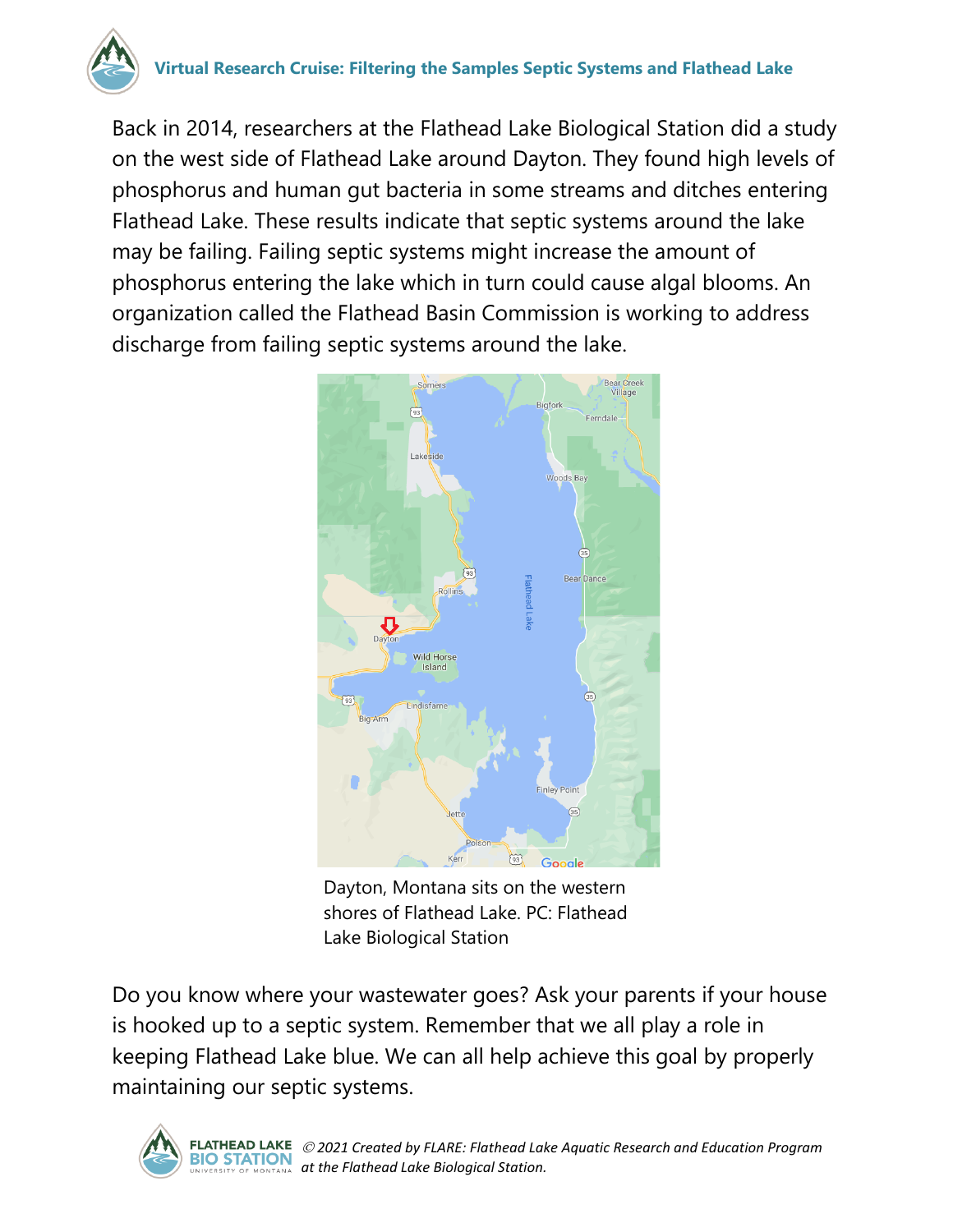Back in 2014, researchers at the Flathead Lake Biological Station did a study on the west side of Flathead Lake around Dayton. They found high levels of phosphorus and human gut bacteria in some streams and ditches entering Flathead Lake. These results indicate that septic systems around the lake may be failing. Failing septic systems might increase the amount of phosphorus entering the lake which in turn could cause algal blooms. An organization called the Flathead Basin Commission is working to address discharge from failing septic systems around the lake.

Dayton, Montana sits on the western shores of Flathead Lake. PC: Flathead Lake Biological Station

Do you know where your wastewater goes? Ask your parents if your house is hooked up to a septic system. Remember that we all play a role in keeping Flathead Lake blue. We can all help achieve this goal by properly maintaining our septic systems.

*© 2021 Created by FLARE: Flathead Lake Aquatic Research and Education Program at the Flathead Lake Biological Station.*